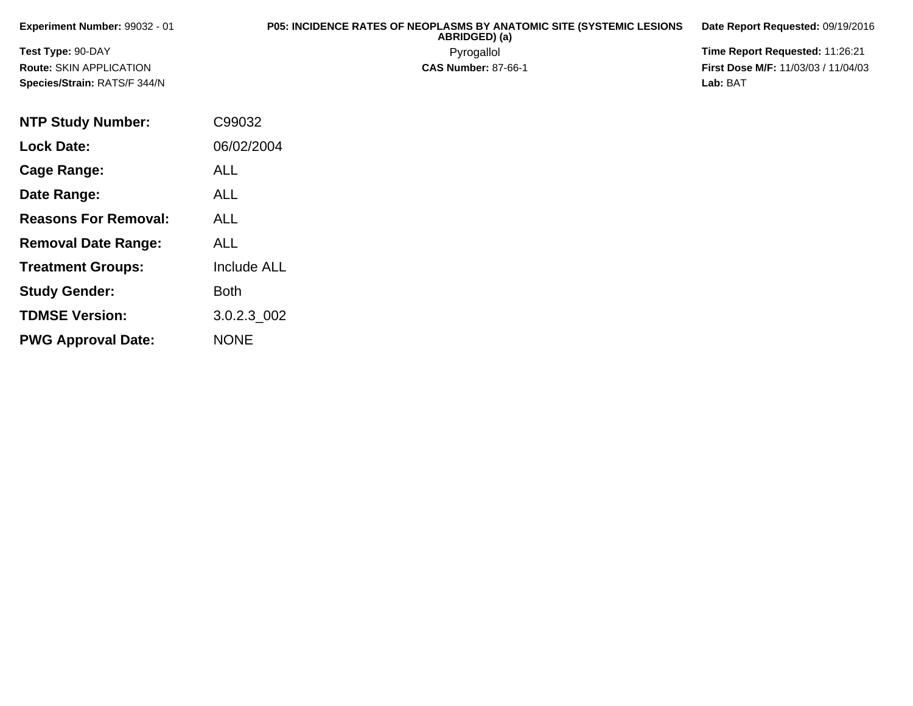**Experiment Number:** 99032 - 01

**Test Type:** 90-DAY

**Route:** SKIN APPLICATION

**Species/Strain:** RATS/F 344/N

**P05: INCIDENCE RATES OF NEOPLASMS BY ANATOMIC SITE (SYSTEMIC LESIONS ABRIDGED) (a)**

Pyrogallol

**CAS Number:** 87-66-1

**Date Report Requested:** 09/19/2016

**Time Report Requested:** 11:26:21

**First Dose M/F:** 11/03/03 / 11/04/03

**Lab:** BAT

| | |
|---|---|
| **NTP Study Number:** | C99032 |
| **Lock Date:** | 06/02/2004 |
| **Cage Range:** | ALL |
| **Date Range:** | ALL |
| **Reasons For Removal:** | ALL |
| **Removal Date Range:** | ALL |
| **Treatment Groups:** | Include ALL |
| **Study Gender:** | Both |
| **TDMSE Version:** | 3.0.2.3_002 |
| **PWG Approval Date:** | NONE |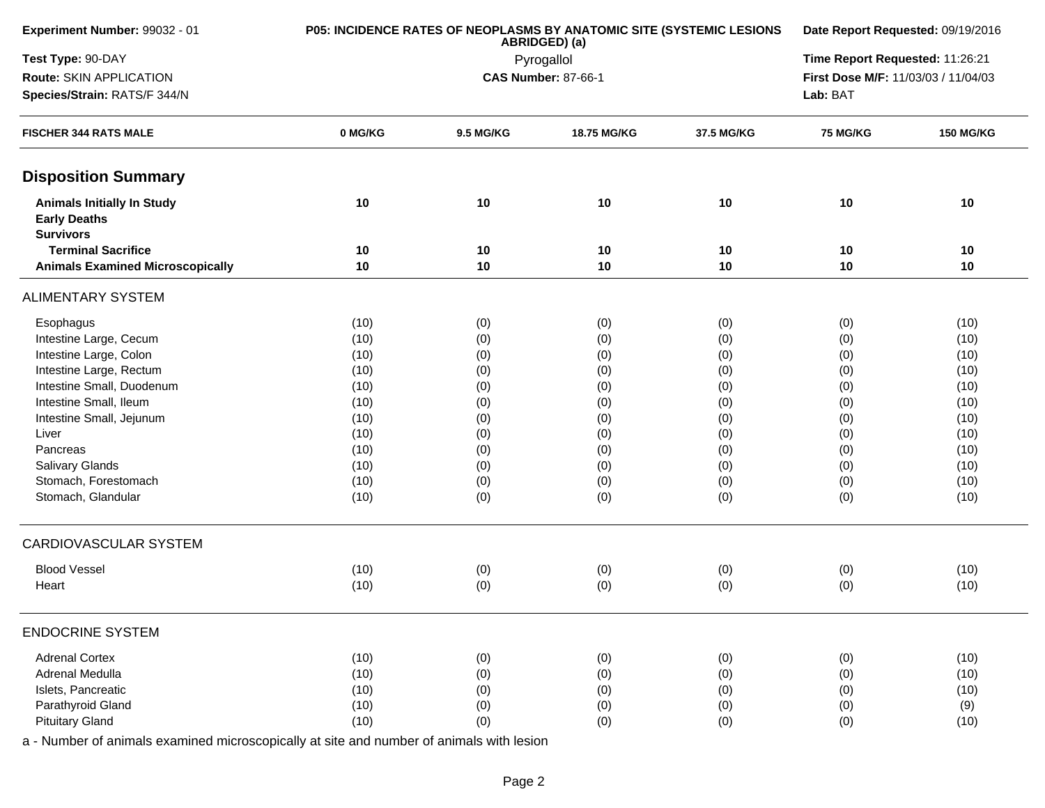| Experiment Number: 99032 - 01 | P05: INCIDENCE RATES OF NEOPLASMS BY ANATOMIC SITE (SYSTEMIC LESIONS ABRIDGED) (a) | Date Report Requested: 09/19/2016 |
|---|---|---|
| Test Type: 90-DAY | Pyrogallol | Time Report Requested: 11:26:21 |
| Route: SKIN APPLICATION | CAS Number: 87-66-1 | First Dose M/F: 11/03/03 / 11/04/03 |
| Species/Strain: RATS/F 344/N | | Lab: BAT |

| FISCHER 344 RATS MALE | 0 MG/KG | 9.5 MG/KG | 18.75 MG/KG | 37.5 MG/KG | 75 MG/KG | 150 MG/KG |
|---|---|---|---|---|---|---|
| **Disposition Summary** | | | | | | |
| **Animals Initially In Study** | **10** | **10** | **10** | **10** | **10** | **10** |
| **Early Deaths** | | | | | | |
| **Survivors** | | | | | | |
| **Terminal Sacrifice** | **10** | **10** | **10** | **10** | **10** | **10** |
| **Animals Examined Microscopically** | **10** | **10** | **10** | **10** | **10** | **10** |
| ALIMENTARY SYSTEM | | | | | | |
| Esophagus | (10) | (0) | (0) | (0) | (0) | (10) |
| Intestine Large, Cecum | (10) | (0) | (0) | (0) | (0) | (10) |
| Intestine Large, Colon | (10) | (0) | (0) | (0) | (0) | (10) |
| Intestine Large, Rectum | (10) | (0) | (0) | (0) | (0) | (10) |
| Intestine Small, Duodenum | (10) | (0) | (0) | (0) | (0) | (10) |
| Intestine Small, Ileum | (10) | (0) | (0) | (0) | (0) | (10) |
| Intestine Small, Jejunum | (10) | (0) | (0) | (0) | (0) | (10) |
| Liver | (10) | (0) | (0) | (0) | (0) | (10) |
| Pancreas | (10) | (0) | (0) | (0) | (0) | (10) |
| Salivary Glands | (10) | (0) | (0) | (0) | (0) | (10) |
| Stomach, Forestomach | (10) | (0) | (0) | (0) | (0) | (10) |
| Stomach, Glandular | (10) | (0) | (0) | (0) | (0) | (10) |
| CARDIOVASCULAR SYSTEM | | | | | | |
| Blood Vessel | (10) | (0) | (0) | (0) | (0) | (10) |
| Heart | (10) | (0) | (0) | (0) | (0) | (10) |
| ENDOCRINE SYSTEM | | | | | | |
| Adrenal Cortex | (10) | (0) | (0) | (0) | (0) | (10) |
| Adrenal Medulla | (10) | (0) | (0) | (0) | (0) | (10) |
| Islets, Pancreatic | (10) | (0) | (0) | (0) | (0) | (10) |
| Parathyroid Gland | (10) | (0) | (0) | (0) | (0) | (9) |
| Pituitary Gland | (10) | (0) | (0) | (0) | (0) | (10) |

a - Number of animals examined microscopically at site and number of animals with lesion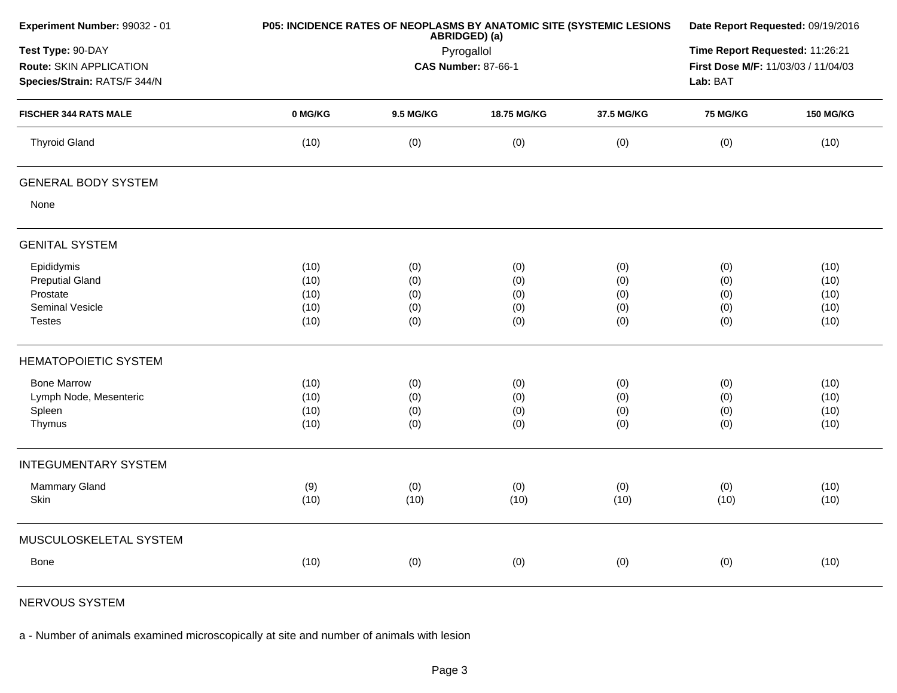**Experiment Number:** 99032 - 01
**Test Type:** 90-DAY
**Route:** SKIN APPLICATION
**Species/Strain:** RATS/F 344/N

**P05: INCIDENCE RATES OF NEOPLASMS BY ANATOMIC SITE (SYSTEMIC LESIONS ABRIDGED) (a)**
Pyrogallol
**CAS Number:** 87-66-1

**Date Report Requested:** 09/19/2016
**Time Report Requested:** 11:26:21
**First Dose M/F:** 11/03/03 / 11/04/03
**Lab:** BAT

| FISCHER 344 RATS MALE | 0 MG/KG | 9.5 MG/KG | 18.75 MG/KG | 37.5 MG/KG | 75 MG/KG | 150 MG/KG |
|---|---|---|---|---|---|---|
| Thyroid Gland | (10) | (0) | (0) | (0) | (0) | (10) |
| **GENERAL BODY SYSTEM** | | | | | | |
| None | | | | | | |
| **GENITAL SYSTEM** | | | | | | |
| Epididymis | (10) | (0) | (0) | (0) | (0) | (10) |
| Preputial Gland | (10) | (0) | (0) | (0) | (0) | (10) |
| Prostate | (10) | (0) | (0) | (0) | (0) | (10) |
| Seminal Vesicle | (10) | (0) | (0) | (0) | (0) | (10) |
| Testes | (10) | (0) | (0) | (0) | (0) | (10) |
| **HEMATOPOIETIC SYSTEM** | | | | | | |
| Bone Marrow | (10) | (0) | (0) | (0) | (0) | (10) |
| Lymph Node, Mesenteric | (10) | (0) | (0) | (0) | (0) | (10) |
| Spleen | (10) | (0) | (0) | (0) | (0) | (10) |
| Thymus | (10) | (0) | (0) | (0) | (0) | (10) |
| **INTEGUMENTARY SYSTEM** | | | | | | |
| Mammary Gland | (9) | (0) | (0) | (0) | (0) | (10) |
| Skin | (10) | (10) | (10) | (10) | (10) | (10) |
| **MUSCULOSKELETAL SYSTEM** | | | | | | |
| Bone | (10) | (0) | (0) | (0) | (0) | (10) |
| **NERVOUS SYSTEM** | | | | | | |

a - Number of animals examined microscopically at site and number of animals with lesion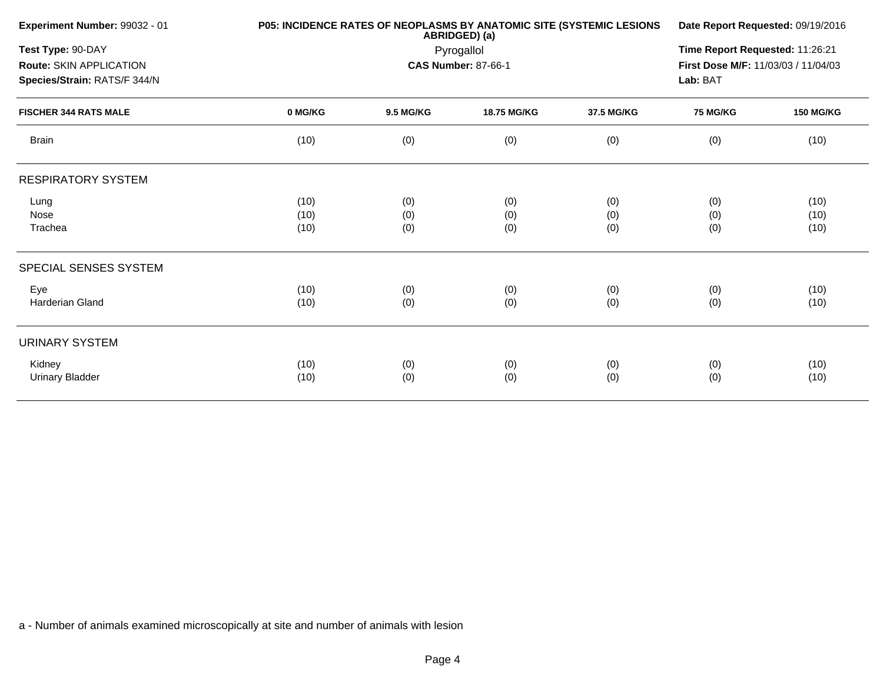**Experiment Number:** 99032 - 01

**Test Type:** 90-DAY

**Route:** SKIN APPLICATION

**Species/Strain:** RATS/F 344/N

**P05: INCIDENCE RATES OF NEOPLASMS BY ANATOMIC SITE (SYSTEMIC LESIONS ABRIDGED) (a)**

Pyrogallol

**CAS Number:** 87-66-1

**Date Report Requested:** 09/19/2016

**Time Report Requested:** 11:26:21

**First Dose M/F:** 11/03/03 / 11/04/03

**Lab:** BAT

| FISCHER 344 RATS MALE | 0 MG/KG | 9.5 MG/KG | 18.75 MG/KG | 37.5 MG/KG | 75 MG/KG | 150 MG/KG |
|---|---|---|---|---|---|---|
| Brain | (10) | (0) | (0) | (0) | (0) | (10) |
| **RESPIRATORY SYSTEM** | | | | | | |
| Lung | (10) | (0) | (0) | (0) | (0) | (10) |
| Nose | (10) | (0) | (0) | (0) | (0) | (10) |
| Trachea | (10) | (0) | (0) | (0) | (0) | (10) |
| **SPECIAL SENSES SYSTEM** | | | | | | |
| Eye | (10) | (0) | (0) | (0) | (0) | (10) |
| Harderian Gland | (10) | (0) | (0) | (0) | (0) | (10) |
| **URINARY SYSTEM** | | | | | | |
| Kidney | (10) | (0) | (0) | (0) | (0) | (10) |
| Urinary Bladder | (10) | (0) | (0) | (0) | (0) | (10) |

a - Number of animals examined microscopically at site and number of animals with lesion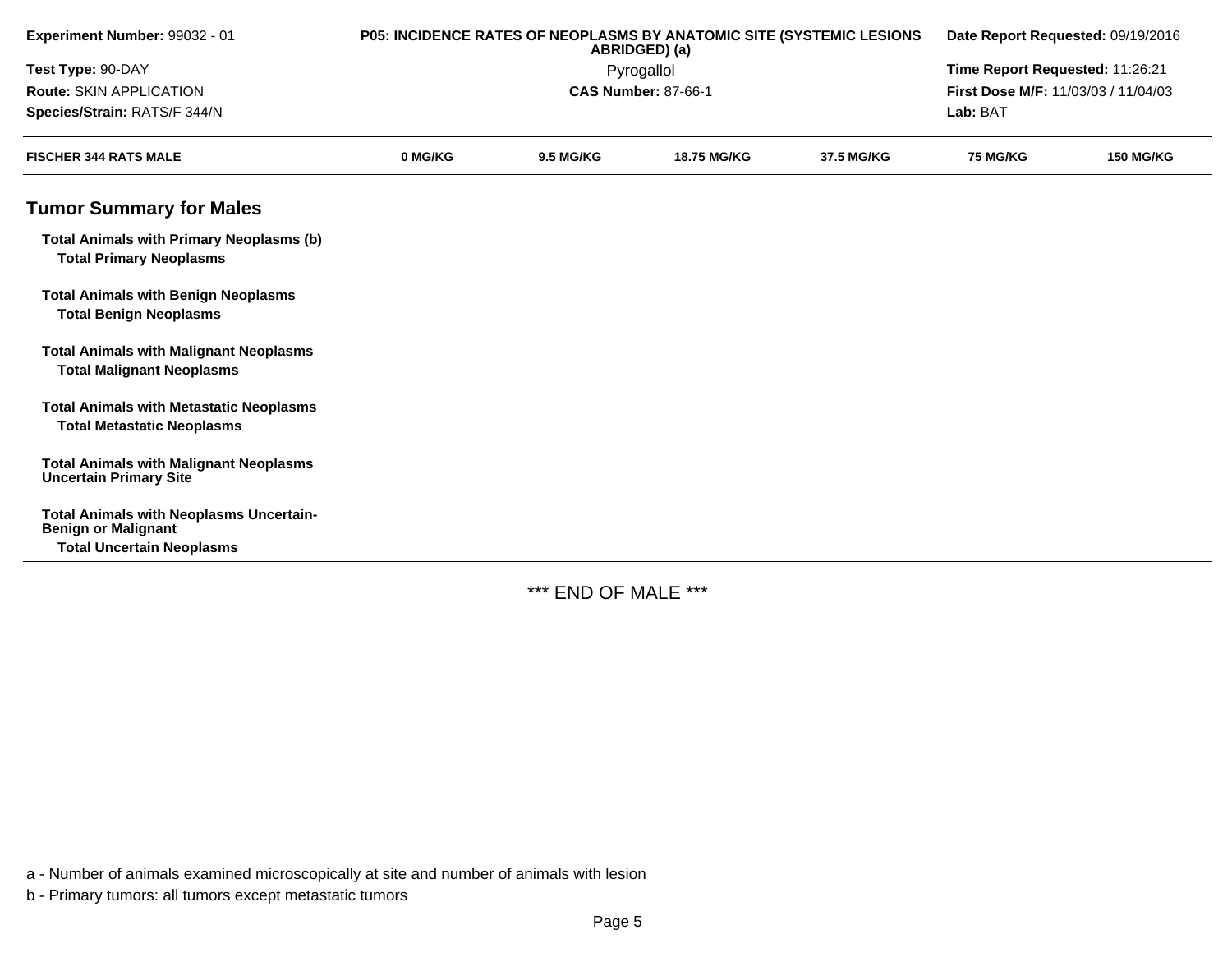| Experiment Number: 99032 - 01 | P05: INCIDENCE RATES OF NEOPLASMS BY ANATOMIC SITE (SYSTEMIC LESIONS ABRIDGED) (a) | Date Report Requested: 09/19/2016 |
|---|---|---|
| Test Type: 90-DAY | Pyrogallol | Time Report Requested: 11:26:21 |
| Route: SKIN APPLICATION | CAS Number: 87-66-1 | First Dose M/F: 11/03/03 / 11/04/03 |
| Species/Strain: RATS/F 344/N | | Lab: BAT |

| FISCHER 344 RATS MALE | 0 MG/KG | 9.5 MG/KG | 18.75 MG/KG | 37.5 MG/KG | 75 MG/KG | 150 MG/KG |
|---|---|---|---|---|---|---|

## Tumor Summary for Males

| | | | | | | |
|---|---|---|---|---|---|---|
| **Total Animals with Primary Neoplasms (b)** | | | | | | |
| **Total Primary Neoplasms** | | | | | | |
| **Total Animals with Benign Neoplasms** | | | | | | |
| **Total Benign Neoplasms** | | | | | | |
| **Total Animals with Malignant Neoplasms** | | | | | | |
| **Total Malignant Neoplasms** | | | | | | |
| **Total Animals with Metastatic Neoplasms** | | | | | | |
| **Total Metastatic Neoplasms** | | | | | | |
| **Total Animals with Malignant Neoplasms Uncertain Primary Site** | | | | | | |
| **Total Animals with Neoplasms Uncertain-Benign or Malignant** | | | | | | |
| **Total Uncertain Neoplasms** | | | | | | |

*** END OF MALE ***

a - Number of animals examined microscopically at site and number of animals with lesion

b - Primary tumors: all tumors except metastatic tumors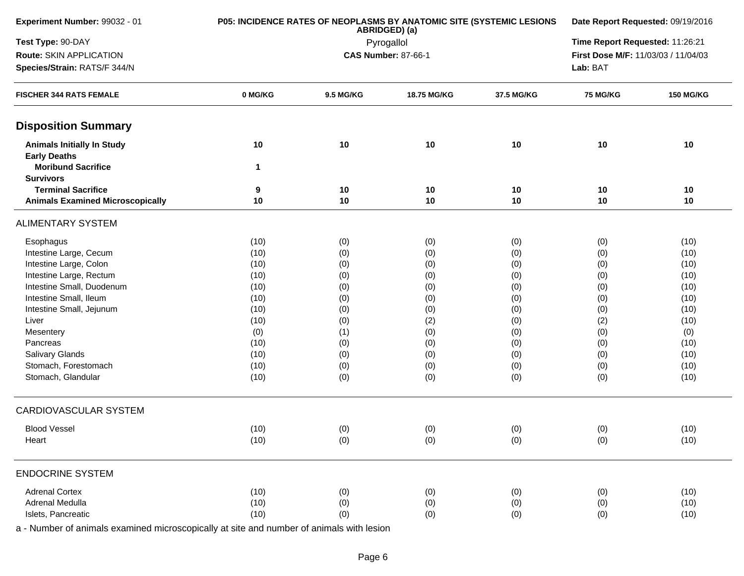| Experiment Number: 99032 - 01 | P05: INCIDENCE RATES OF NEOPLASMS BY ANATOMIC SITE (SYSTEMIC LESIONS ABRIDGED) (a) | Date Report Requested: 09/19/2016 |
|---|---|---|
| Test Type: 90-DAY | Pyrogallol | Time Report Requested: 11:26:21 |
| Route: SKIN APPLICATION | CAS Number: 87-66-1 | First Dose M/F: 11/03/03 / 11/04/03 |
| Species/Strain: RATS/F 344/N | | Lab: BAT |

| FISCHER 344 RATS FEMALE | 0 MG/KG | 9.5 MG/KG | 18.75 MG/KG | 37.5 MG/KG | 75 MG/KG | 150 MG/KG |
|---|---|---|---|---|---|---|
| **Disposition Summary** | | | | | | |
| **Animals Initially In Study** | **10** | **10** | **10** | **10** | **10** | **10** |
| **Early Deaths** | | | | | | |
| **Moribund Sacrifice** | **1** | | | | | |
| **Survivors** | | | | | | |
| **Terminal Sacrifice** | **9** | **10** | **10** | **10** | **10** | **10** |
| **Animals Examined Microscopically** | **10** | **10** | **10** | **10** | **10** | **10** |
| ALIMENTARY SYSTEM | | | | | | |
| Esophagus | (10) | (0) | (0) | (0) | (0) | (10) |
| Intestine Large, Cecum | (10) | (0) | (0) | (0) | (0) | (10) |
| Intestine Large, Colon | (10) | (0) | (0) | (0) | (0) | (10) |
| Intestine Large, Rectum | (10) | (0) | (0) | (0) | (0) | (10) |
| Intestine Small, Duodenum | (10) | (0) | (0) | (0) | (0) | (10) |
| Intestine Small, Ileum | (10) | (0) | (0) | (0) | (0) | (10) |
| Intestine Small, Jejunum | (10) | (0) | (0) | (0) | (0) | (10) |
| Liver | (10) | (0) | (2) | (0) | (2) | (10) |
| Mesentery | (0) | (1) | (0) | (0) | (0) | (0) |
| Pancreas | (10) | (0) | (0) | (0) | (0) | (10) |
| Salivary Glands | (10) | (0) | (0) | (0) | (0) | (10) |
| Stomach, Forestomach | (10) | (0) | (0) | (0) | (0) | (10) |
| Stomach, Glandular | (10) | (0) | (0) | (0) | (0) | (10) |
| CARDIOVASCULAR SYSTEM | | | | | | |
| Blood Vessel | (10) | (0) | (0) | (0) | (0) | (10) |
| Heart | (10) | (0) | (0) | (0) | (0) | (10) |
| ENDOCRINE SYSTEM | | | | | | |
| Adrenal Cortex | (10) | (0) | (0) | (0) | (0) | (10) |
| Adrenal Medulla | (10) | (0) | (0) | (0) | (0) | (10) |
| Islets, Pancreatic | (10) | (0) | (0) | (0) | (0) | (10) |

a - Number of animals examined microscopically at site and number of animals with lesion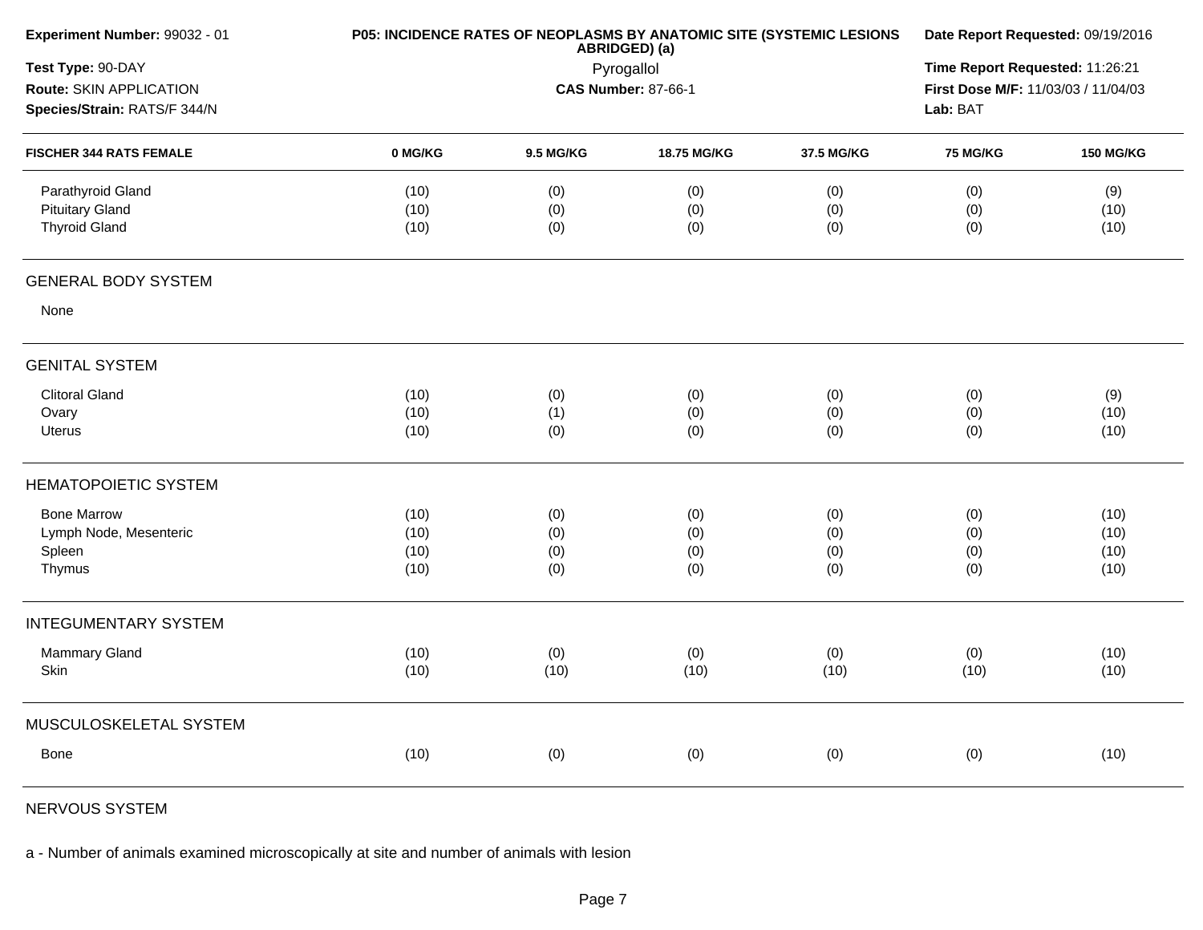| Experiment Number: 99032 - 01 | P05: INCIDENCE RATES OF NEOPLASMS BY ANATOMIC SITE (SYSTEMIC LESIONS ABRIDGED) (a) | Date Report Requested: 09/19/2016 |
|---|---|---|
| Test Type: 90-DAY | Pyrogallol | Time Report Requested: 11:26:21 |
| Route: SKIN APPLICATION | CAS Number: 87-66-1 | First Dose M/F: 11/03/03 / 11/04/03 |
| Species/Strain: RATS/F 344/N | | Lab: BAT |

| FISCHER 344 RATS FEMALE | 0 MG/KG | 9.5 MG/KG | 18.75 MG/KG | 37.5 MG/KG | 75 MG/KG | 150 MG/KG |
|---|---|---|---|---|---|---|
| Parathyroid Gland | (10) | (0) | (0) | (0) | (0) | (9) |
| Pituitary Gland | (10) | (0) | (0) | (0) | (0) | (10) |
| Thyroid Gland | (10) | (0) | (0) | (0) | (0) | (10) |
| **GENERAL BODY SYSTEM** | | | | | | |
| None | | | | | | |
| **GENITAL SYSTEM** | | | | | | |
| Clitoral Gland | (10) | (0) | (0) | (0) | (0) | (9) |
| Ovary | (10) | (1) | (0) | (0) | (0) | (10) |
| Uterus | (10) | (0) | (0) | (0) | (0) | (10) |
| **HEMATOPOIETIC SYSTEM** | | | | | | |
| Bone Marrow | (10) | (0) | (0) | (0) | (0) | (10) |
| Lymph Node, Mesenteric | (10) | (0) | (0) | (0) | (0) | (10) |
| Spleen | (10) | (0) | (0) | (0) | (0) | (10) |
| Thymus | (10) | (0) | (0) | (0) | (0) | (10) |
| **INTEGUMENTARY SYSTEM** | | | | | | |
| Mammary Gland | (10) | (0) | (0) | (0) | (0) | (10) |
| Skin | (10) | (10) | (10) | (10) | (10) | (10) |
| **MUSCULOSKELETAL SYSTEM** | | | | | | |
| Bone | (10) | (0) | (0) | (0) | (0) | (10) |
| **NERVOUS SYSTEM** | | | | | | |

a - Number of animals examined microscopically at site and number of animals with lesion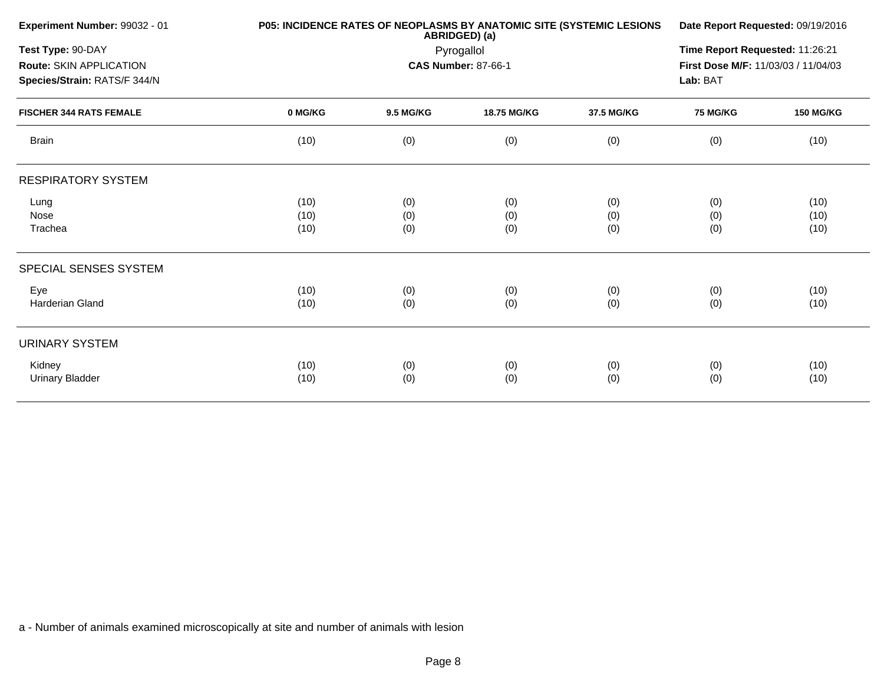**Experiment Number:** 99032 - 01

**Test Type:** 90-DAY

**Route:** SKIN APPLICATION

**Species/Strain:** RATS/F 344/N

**P05: INCIDENCE RATES OF NEOPLASMS BY ANATOMIC SITE (SYSTEMIC LESIONS ABRIDGED) (a)**

Pyrogallol

**CAS Number:** 87-66-1

**Date Report Requested:** 09/19/2016

**Time Report Requested:** 11:26:21

**First Dose M/F:** 11/03/03 / 11/04/03

**Lab:** BAT

| FISCHER 344 RATS FEMALE | 0 MG/KG | 9.5 MG/KG | 18.75 MG/KG | 37.5 MG/KG | 75 MG/KG | 150 MG/KG |
|---|---|---|---|---|---|---|
| Brain | (10) | (0) | (0) | (0) | (0) | (10) |
| **RESPIRATORY SYSTEM** | | | | | | |
| Lung | (10) | (0) | (0) | (0) | (0) | (10) |
| Nose | (10) | (0) | (0) | (0) | (0) | (10) |
| Trachea | (10) | (0) | (0) | (0) | (0) | (10) |
| **SPECIAL SENSES SYSTEM** | | | | | | |
| Eye | (10) | (0) | (0) | (0) | (0) | (10) |
| Harderian Gland | (10) | (0) | (0) | (0) | (0) | (10) |
| **URINARY SYSTEM** | | | | | | |
| Kidney | (10) | (0) | (0) | (0) | (0) | (10) |
| Urinary Bladder | (10) | (0) | (0) | (0) | (0) | (10) |

a - Number of animals examined microscopically at site and number of animals with lesion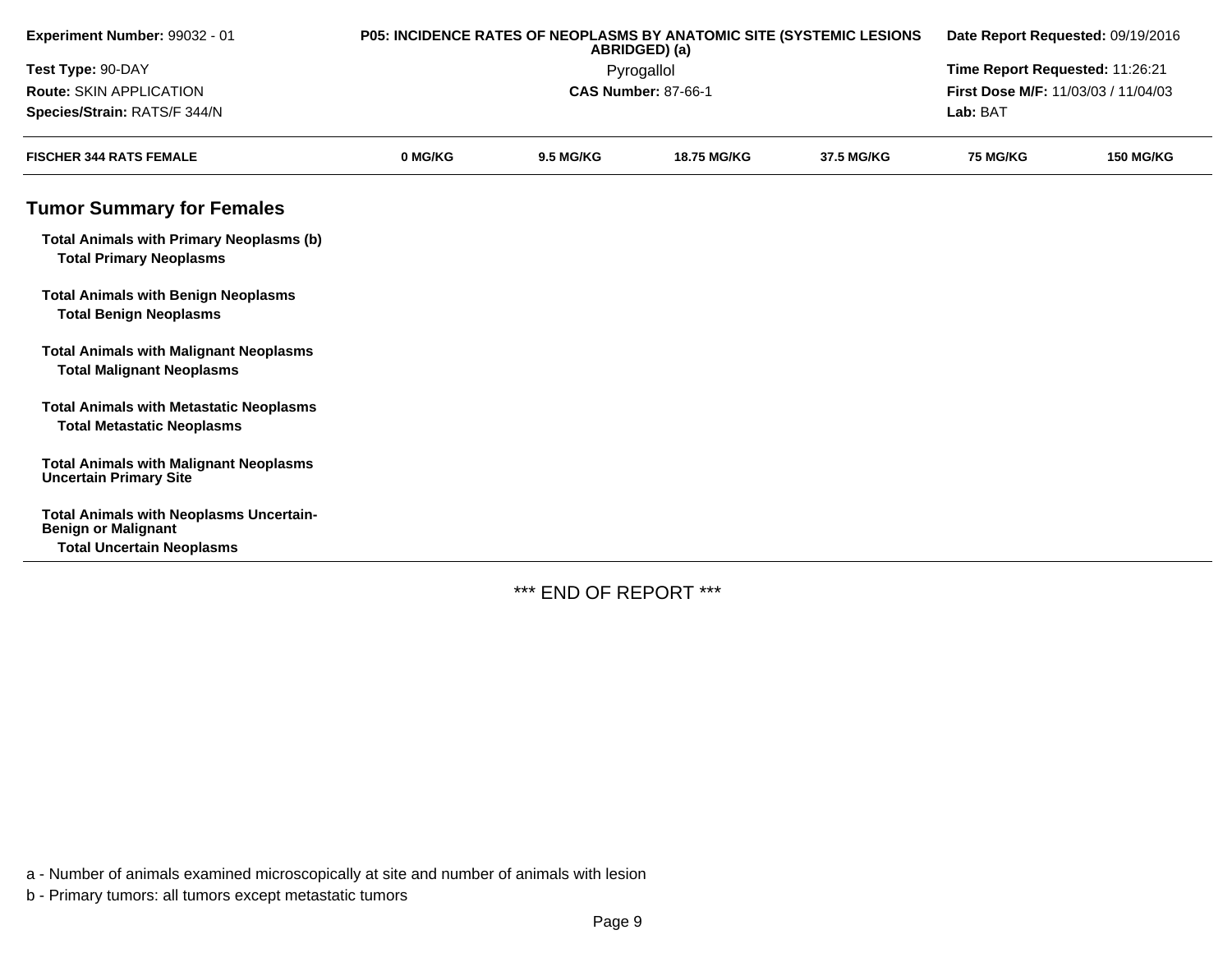| Experiment Number: 99032 - 01 | P05: INCIDENCE RATES OF NEOPLASMS BY ANATOMIC SITE (SYSTEMIC LESIONS ABRIDGED) (a) | Date Report Requested: 09/19/2016 |
|---|---|---|
| Test Type: 90-DAY | Pyrogallol | Time Report Requested: 11:26:21 |
| Route: SKIN APPLICATION | CAS Number: 87-66-1 | First Dose M/F: 11/03/03 / 11/04/03 |
| Species/Strain: RATS/F 344/N | | Lab: BAT |

| FISCHER 344 RATS FEMALE | 0 MG/KG | 9.5 MG/KG | 18.75 MG/KG | 37.5 MG/KG | 75 MG/KG | 150 MG/KG |
|---|---|---|---|---|---|---|
| **Tumor Summary for Females** | | | | | | |
| **Total Animals with Primary Neoplasms (b)** | | | | | | |
| **Total Primary Neoplasms** | | | | | | |
| **Total Animals with Benign Neoplasms** | | | | | | |
| **Total Benign Neoplasms** | | | | | | |
| **Total Animals with Malignant Neoplasms** | | | | | | |
| **Total Malignant Neoplasms** | | | | | | |
| **Total Animals with Metastatic Neoplasms** | | | | | | |
| **Total Metastatic Neoplasms** | | | | | | |
| **Total Animals with Malignant Neoplasms Uncertain Primary Site** | | | | | | |
| **Total Animals with Neoplasms Uncertain-Benign or Malignant** | | | | | | |
| **Total Uncertain Neoplasms** | | | | | | |

*** END OF REPORT ***

a - Number of animals examined microscopically at site and number of animals with lesion

b - Primary tumors: all tumors except metastatic tumors